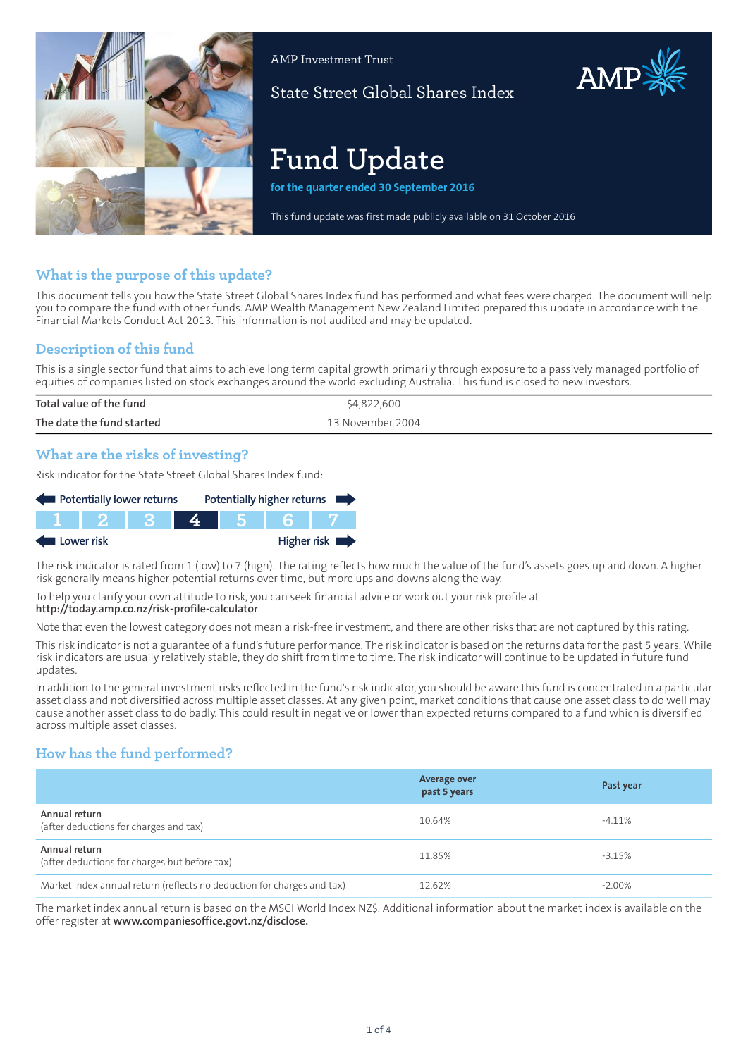AMP Investment Trust

State Street Global Shares Index

# Fund Update

**for the quarter ended 30 September 2016**

This fund update was first made publicly available on 31 October 2016

## What is the purpose of this update?

This document tells you how the State Street Global Shares Index fund has performed and what fees were charged. The document will help you to compare the fund with other funds. AMP Wealth Management New Zealand Limited prepared this update in accordance with the Financial Markets Conduct Act 2013. This information is not audited and may be updated.

## Description of this fund

This is a single sector fund that aims to achieve long term capital growth primarily through exposure to a passively managed portfolio of equities of companies listed on stock exchanges around the world excluding Australia. This fund is closed to new investors.

| | |
|---|---|
| Total value of the fund | $4,822,600 |
| The date the fund started | 13 November 2004 |

## What are the risks of investing?

Risk indicator for the State Street Global Shares Index fund:

Potentially lower returns ← → Potentially higher returns

| 1 | 2 | 3 | **4** | 5 | 6 | 7 |
|---|---|---|---|---|---|---|

Lower risk ← → Higher risk

The risk indicator is rated from 1 (low) to 7 (high). The rating reflects how much the value of the fund's assets goes up and down. A higher risk generally means higher potential returns over time, but more ups and downs along the way.

To help you clarify your own attitude to risk, you can seek financial advice or work out your risk profile at **http://today.amp.co.nz/risk-profile-calculator**.

Note that even the lowest category does not mean a risk-free investment, and there are other risks that are not captured by this rating.

This risk indicator is not a guarantee of a fund's future performance. The risk indicator is based on the returns data for the past 5 years. While risk indicators are usually relatively stable, they do shift from time to time. The risk indicator will continue to be updated in future fund updates.

In addition to the general investment risks reflected in the fund's risk indicator, you should be aware this fund is concentrated in a particular asset class and not diversified across multiple asset classes. At any given point, market conditions that cause one asset class to do well may cause another asset class to do badly. This could result in negative or lower than expected returns compared to a fund which is diversified across multiple asset classes.

## How has the fund performed?

| | Average over past 5 years | Past year |
|---|---|---|
| **Annual return** (after deductions for charges and tax) | 10.64% | -4.11% |
| **Annual return** (after deductions for charges but before tax) | 11.85% | -3.15% |
| Market index annual return (reflects no deduction for charges and tax) | 12.62% | -2.00% |

The market index annual return is based on the MSCI World Index NZ$. Additional information about the market index is available on the offer register at **www.companiesoffice.govt.nz/disclose.**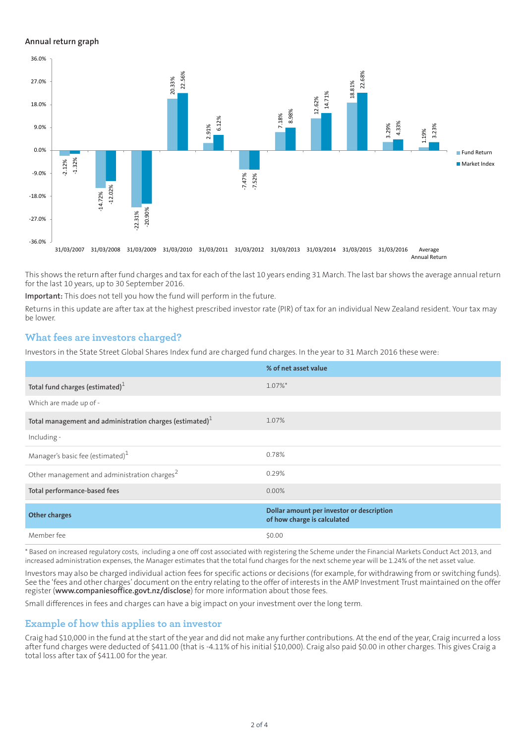### Annual return graph

| Year | Fund Return | Market Index |
|---|---|---|
| 31/03/2007 | -2.12% | -1.32% |
| 31/03/2008 | -14.72% | -12.02% |
| 31/03/2009 | -22.31% | -20.90% |
| 31/03/2010 | 20.33% | 22.56% |
| 31/03/2011 | 2.91% | 6.12% |
| 31/03/2012 | -7.47% | -7.52% |
| 31/03/2013 | 7.18% | 8.98% |
| 31/03/2014 | 12.62% | 14.71% |
| 31/03/2015 | 18.81% | 22.68% |
| 31/03/2016 | 3.29% | 4.33% |
| Average Annual Return | 1.19% | 3.23% |

This shows the return after fund charges and tax for each of the last 10 years ending 31 March. The last bar shows the average annual return for the last 10 years, up to 30 September 2016.

**Important:** This does not tell you how the fund will perform in the future.

Returns in this update are after tax at the highest prescribed investor rate (PIR) of tax for an individual New Zealand resident. Your tax may be lower.

## What fees are investors charged?

Investors in the State Street Global Shares Index fund are charged fund charges. In the year to 31 March 2016 these were:

| | % of net asset value |
|---|---|
| **Total fund charges (estimated)**[1] | 1.07%* |
| Which are made up of - | |
| **Total management and administration charges (estimated)**[1] | 1.07% |
| Including - | |
| Manager's basic fee (estimated)[1] | 0.78% |
| Other management and administration charges[2] | 0.29% |
| **Total performance-based fees** | 0.00% |
| **Other charges** | **Dollar amount per investor or description of how charge is calculated** |
| Member fee | $0.00 |

* Based on increased regulatory costs, including a one off cost associated with registering the Scheme under the Financial Markets Conduct Act 2013, and increased administration expenses, the Manager estimates that the total fund charges for the next scheme year will be 1.24% of the net asset value.

Investors may also be charged individual action fees for specific actions or decisions (for example, for withdrawing from or switching funds). See the 'fees and other charges' document on the entry relating to the offer of interests in the AMP Investment Trust maintained on the offer register (**www.companiesoffice.govt.nz/disclose**) for more information about those fees.

Small differences in fees and charges can have a big impact on your investment over the long term.

## Example of how this applies to an investor

Craig had $10,000 in the fund at the start of the year and did not make any further contributions. At the end of the year, Craig incurred a loss after fund charges were deducted of $411.00 (that is -4.11% of his initial $10,000). Craig also paid $0.00 in other charges. This gives Craig a total loss after tax of $411.00 for the year.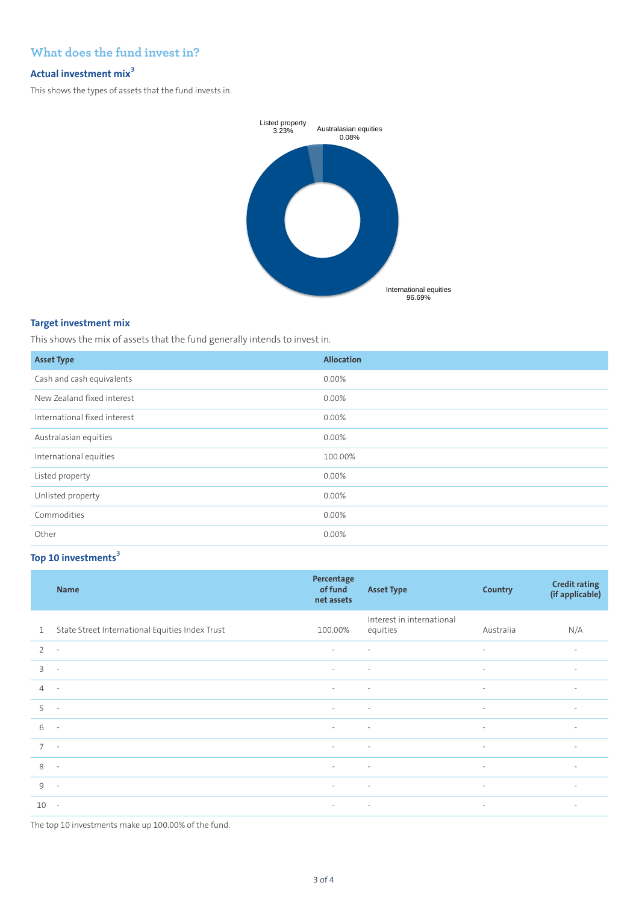## What does the fund invest in?

### Actual investment mix[3]

This shows the types of assets that the fund invests in.

Listed property 3.23%

Australasian equities 0.08%

International equities 96.69%

### Target investment mix

This shows the mix of assets that the fund generally intends to invest in.

| Asset Type | Allocation |
|---|---|
| Cash and cash equivalents | 0.00% |
| New Zealand fixed interest | 0.00% |
| International fixed interest | 0.00% |
| Australasian equities | 0.00% |
| International equities | 100.00% |
| Listed property | 0.00% |
| Unlisted property | 0.00% |
| Commodities | 0.00% |
| Other | 0.00% |

### Top 10 investments[3]

| | Name | Percentage of fund net assets | Asset Type | Country | Credit rating (if applicable) |
|---|---|---|---|---|---|
| 1 | State Street International Equities Index Trust | 100.00% | Interest in international equities | Australia | N/A |
| 2 | - | - | - | - | - |
| 3 | - | - | - | - | - |
| 4 | - | - | - | - | - |
| 5 | - | - | - | - | - |
| 6 | - | - | - | - | - |
| 7 | - | - | - | - | - |
| 8 | - | - | - | - | - |
| 9 | - | - | - | - | - |
| 10 | - | - | - | - | - |

The top 10 investments make up 100.00% of the fund.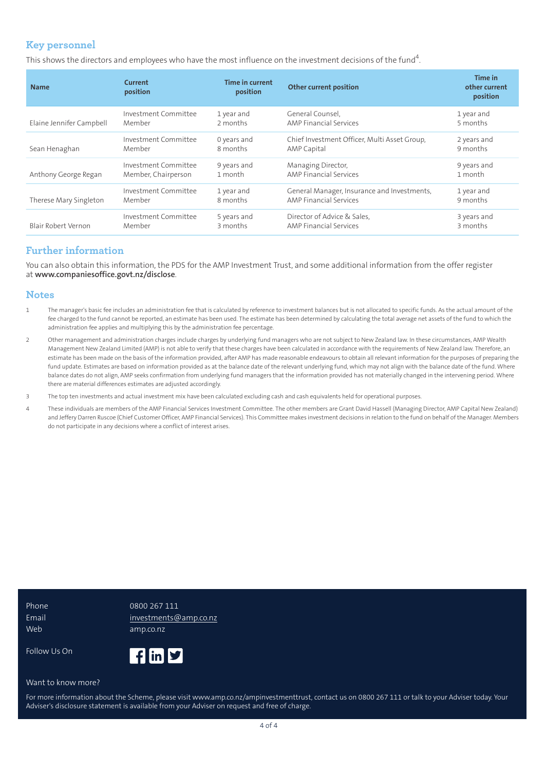## Key personnel

This shows the directors and employees who have the most influence on the investment decisions of the fund[4].

| Name | Current position | Time in current position | Other current position | Time in other current position |
|---|---|---|---|---|
| Elaine Jennifer Campbell | Investment Committee Member | 1 year and 2 months | General Counsel, AMP Financial Services | 1 year and 5 months |
| Sean Henaghan | Investment Committee Member | 0 years and 8 months | Chief Investment Officer, Multi Asset Group, AMP Capital | 2 years and 9 months |
| Anthony George Regan | Investment Committee Member, Chairperson | 9 years and 1 month | Managing Director, AMP Financial Services | 9 years and 1 month |
| Therese Mary Singleton | Investment Committee Member | 1 year and 8 months | General Manager, Insurance and Investments, AMP Financial Services | 1 year and 9 months |
| Blair Robert Vernon | Investment Committee Member | 5 years and 3 months | Director of Advice & Sales, AMP Financial Services | 3 years and 3 months |

## Further information

You can also obtain this information, the PDS for the AMP Investment Trust, and some additional information from the offer register at **www.companiesoffice.govt.nz/disclose**.

## Notes

1. The manager's basic fee includes an administration fee that is calculated by reference to investment balances but is not allocated to specific funds. As the actual amount of the fee charged to the fund cannot be reported, an estimate has been used. The estimate has been determined by calculating the total average net assets of the fund to which the administration fee applies and multiplying this by the administration fee percentage.
2. Other management and administration charges include charges by underlying fund managers who are not subject to New Zealand law. In these circumstances, AMP Wealth Management New Zealand Limited (AMP) is not able to verify that these charges have been calculated in accordance with the requirements of New Zealand law. Therefore, an estimate has been made on the basis of the information provided, after AMP has made reasonable endeavours to obtain all relevant information for the purposes of preparing the fund update. Estimates are based on information provided as at the balance date of the relevant underlying fund, which may not align with the balance date of the fund. Where balance dates do not align, AMP seeks confirmation from underlying fund managers that the information provided has not materially changed in the intervening period. Where there are material differences estimates are adjusted accordingly.
3. The top ten investments and actual investment mix have been calculated excluding cash and cash equivalents held for operational purposes.
4. These individuals are members of the AMP Financial Services Investment Committee. The other members are Grant David Hassell (Managing Director, AMP Capital New Zealand) and Jeffery Darren Ruscoe (Chief Customer Officer, AMP Financial Services). This Committee makes investment decisions in relation to the fund on behalf of the Manager. Members do not participate in any decisions where a conflict of interest arises.

Phone 0800 267 111
Email investments@amp.co.nz
Web amp.co.nz

Follow Us On

Want to know more?

For more information about the Scheme, please visit www.amp.co.nz/ampinvestmenttrust, contact us on 0800 267 111 or talk to your Adviser today. Your Adviser's disclosure statement is available from your Adviser on request and free of charge.